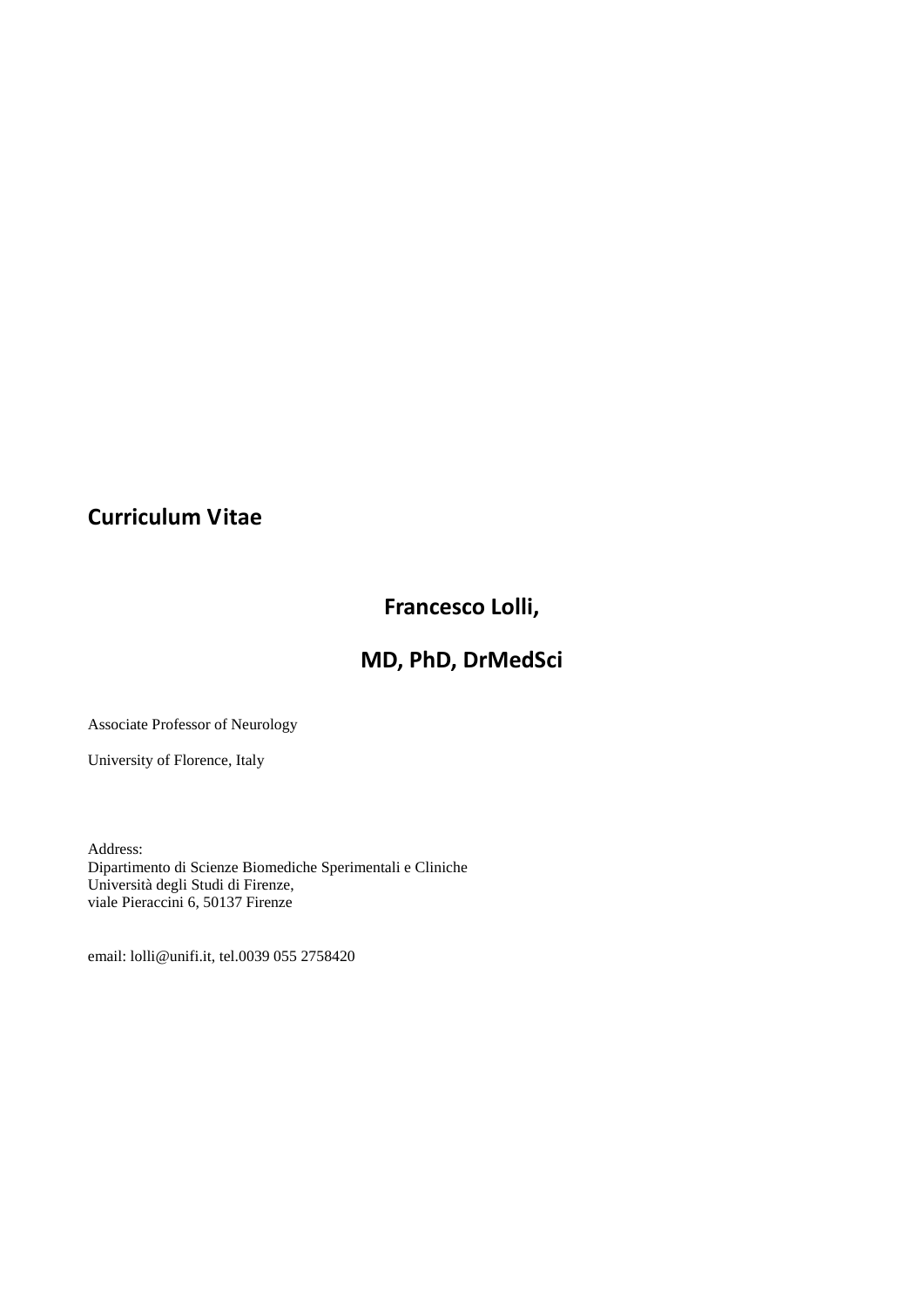# Curriculum Vitae

## Francesco Lolli,

## MD, PhD, DrMedSci

Associate Professor of Neurology

University of Florence, Italy

Address:
Dipartimento di Scienze Biomediche Sperimentali e Cliniche
Università degli Studi di Firenze,
viale Pieraccini 6, 50137 Firenze

email: lolli@unifi.it, tel.0039 055 2758420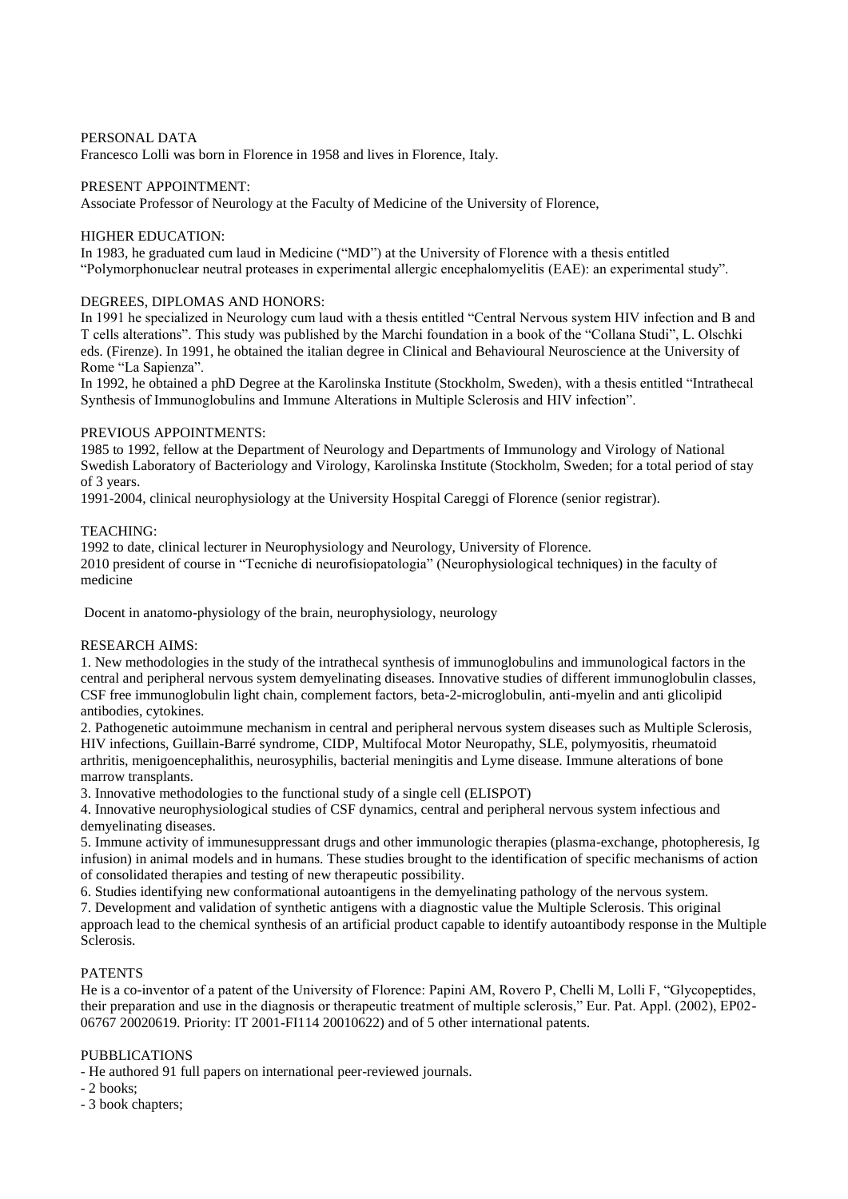## PERSONAL DATA

Francesco Lolli was born in Florence in 1958 and lives in Florence, Italy.

## PRESENT APPOINTMENT:

Associate Professor of Neurology at the Faculty of Medicine of the University of Florence,

## HIGHER EDUCATION:

In 1983, he graduated cum laud in Medicine ("MD") at the University of Florence with a thesis entitled "Polymorphonuclear neutral proteases in experimental allergic encephalomyelitis (EAE): an experimental study".

## DEGREES, DIPLOMAS AND HONORS:

In 1991 he specialized in Neurology cum laud with a thesis entitled "Central Nervous system HIV infection and B and T cells alterations". This study was published by the Marchi foundation in a book of the "Collana Studi", L. Olschki eds. (Firenze). In 1991, he obtained the italian degree in Clinical and Behavioural Neuroscience at the University of Rome "La Sapienza".

In 1992, he obtained a phD Degree at the Karolinska Institute (Stockholm, Sweden), with a thesis entitled "Intrathecal Synthesis of Immunoglobulins and Immune Alterations in Multiple Sclerosis and HIV infection".

## PREVIOUS APPOINTMENTS:

1985 to 1992, fellow at the Department of Neurology and Departments of Immunology and Virology of National Swedish Laboratory of Bacteriology and Virology, Karolinska Institute (Stockholm, Sweden; for a total period of stay of 3 years.

1991-2004, clinical neurophysiology at the University Hospital Careggi of Florence (senior registrar).

## TEACHING:

1992 to date, clinical lecturer in Neurophysiology and Neurology, University of Florence.

2010 president of course in "Tecniche di neurofisiopatologia" (Neurophysiological techniques) in the faculty of medicine

Docent in anatomo-physiology of the brain, neurophysiology, neurology

## RESEARCH AIMS:

1. New methodologies in the study of the intrathecal synthesis of immunoglobulins and immunological factors in the central and peripheral nervous system demyelinating diseases. Innovative studies of different immunoglobulin classes, CSF free immunoglobulin light chain, complement factors, beta-2-microglobulin, anti-myelin and anti glicolipid antibodies, cytokines.
2. Pathogenetic autoimmune mechanism in central and peripheral nervous system diseases such as Multiple Sclerosis, HIV infections, Guillain-Barré syndrome, CIDP, Multifocal Motor Neuropathy, SLE, polymyositis, rheumatoid arthritis, menigoencephalithis, neurosyphilis, bacterial meningitis and Lyme disease. Immune alterations of bone marrow transplants.
3. Innovative methodologies to the functional study of a single cell (ELISPOT)
4. Innovative neurophysiological studies of CSF dynamics, central and peripheral nervous system infectious and demyelinating diseases.
5. Immune activity of immunesuppressant drugs and other immunologic therapies (plasma-exchange, photopheresis, Ig infusion) in animal models and in humans. These studies brought to the identification of specific mechanisms of action of consolidated therapies and testing of new therapeutic possibility.
6. Studies identifying new conformational autoantigens in the demyelinating pathology of the nervous system.
7. Development and validation of synthetic antigens with a diagnostic value the Multiple Sclerosis. This original approach lead to the chemical synthesis of an artificial product capable to identify autoantibody response in the Multiple Sclerosis.

## PATENTS

He is a co-inventor of a patent of the University of Florence: Papini AM, Rovero P, Chelli M, Lolli F, "Glycopeptides, their preparation and use in the diagnosis or therapeutic treatment of multiple sclerosis," Eur. Pat. Appl. (2002), EP02-06767 20020619. Priority: IT 2001-FI114 20010622) and of 5 other international patents.

## PUBBLICATIONS

- He authored 91 full papers on international peer-reviewed journals.
- 2 books;
- 3 book chapters;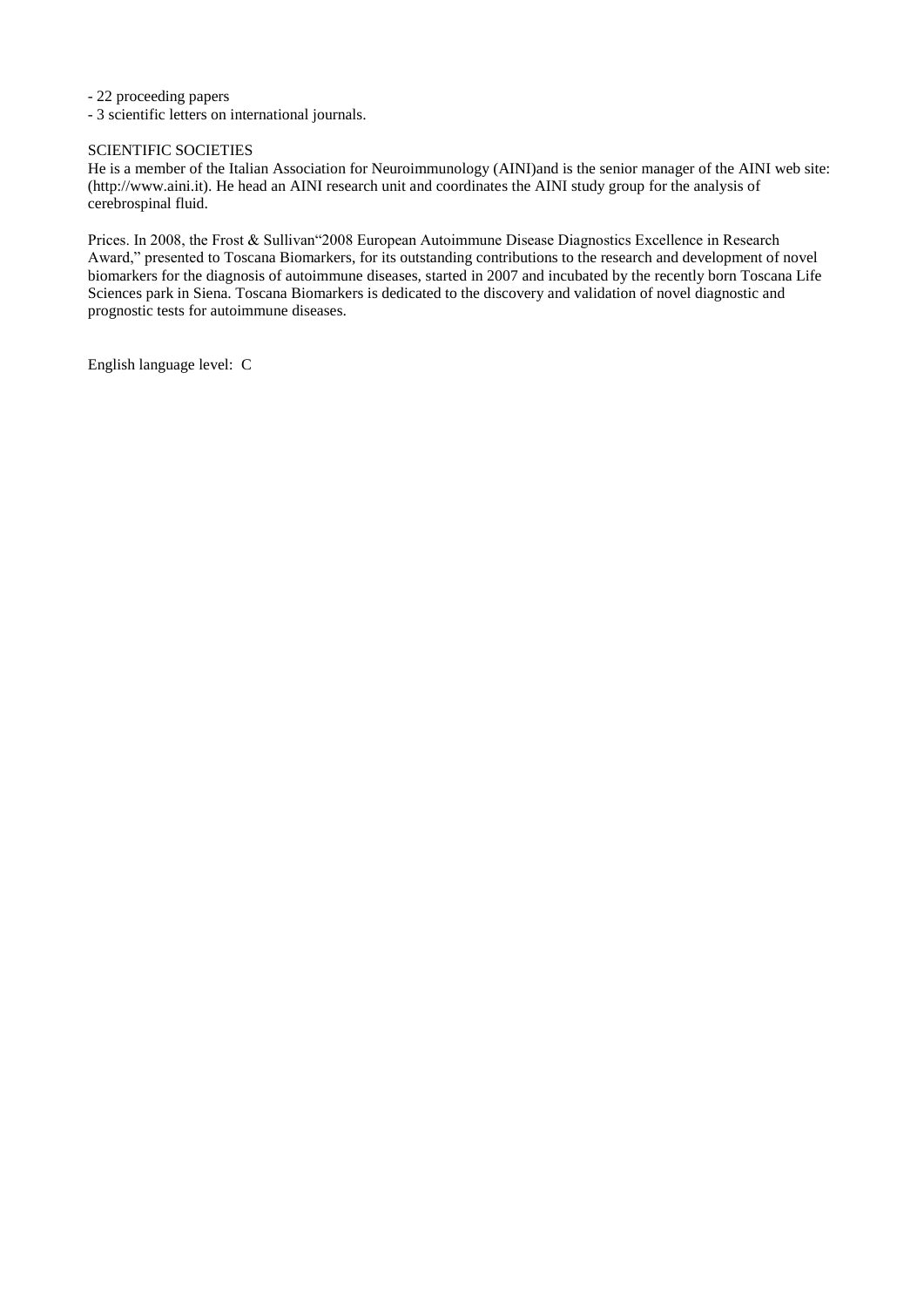- 22 proceeding papers
- 3 scientific letters on international journals.

SCIENTIFIC SOCIETIES

He is a member of the Italian Association for Neuroimmunology (AINI)and is the senior manager of the AINI web site: (http://www.aini.it). He head an AINI research unit and coordinates the AINI study group for the analysis of cerebrospinal fluid.

Prices. In 2008, the Frost & Sullivan"2008 European Autoimmune Disease Diagnostics Excellence in Research Award," presented to Toscana Biomarkers, for its outstanding contributions to the research and development of novel biomarkers for the diagnosis of autoimmune diseases, started in 2007 and incubated by the recently born Toscana Life Sciences park in Siena. Toscana Biomarkers is dedicated to the discovery and validation of novel diagnostic and prognostic tests for autoimmune diseases.

English language level: C